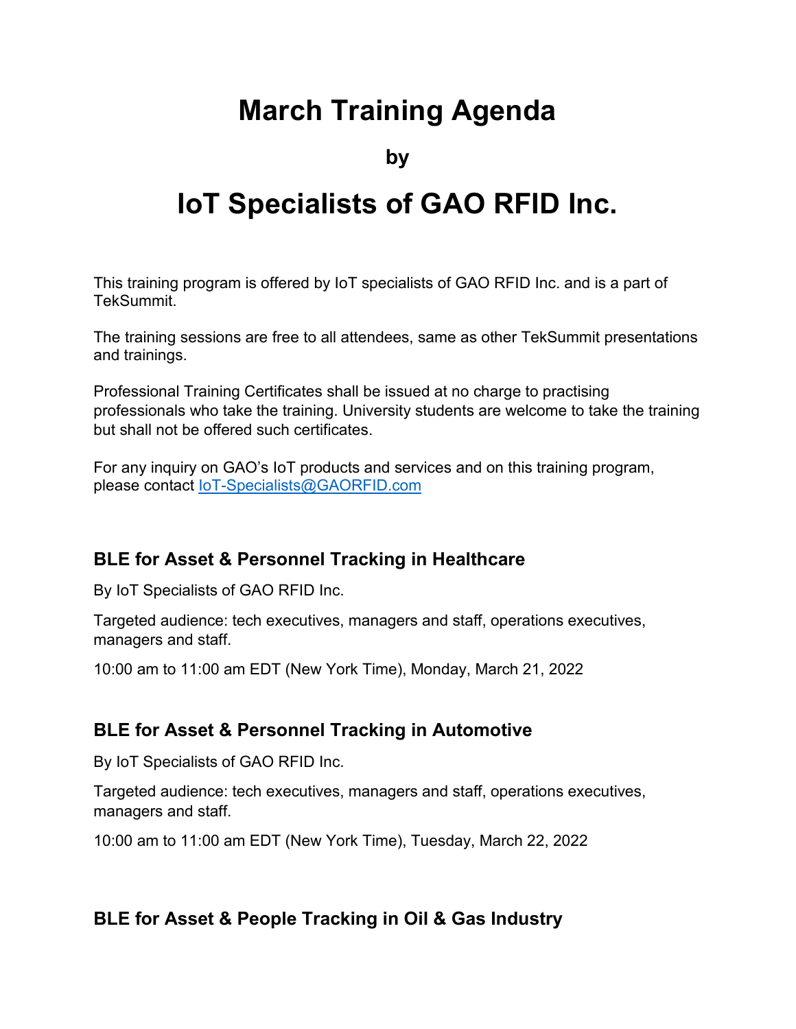# March Training Agenda

**by**

# IoT Specialists of GAO RFID Inc.

This training program is offered by IoT specialists of GAO RFID Inc. and is a part of TekSummit.

The training sessions are free to all attendees, same as other TekSummit presentations and trainings.

Professional Training Certificates shall be issued at no charge to practising professionals who take the training. University students are welcome to take the training but shall not be offered such certificates.

For any inquiry on GAO's IoT products and services and on this training program, please contact IoT-Specialists@GAORFID.com

### BLE for Asset & Personnel Tracking in Healthcare

By IoT Specialists of GAO RFID Inc.

Targeted audience: tech executives, managers and staff, operations executives, managers and staff.

10:00 am to 11:00 am EDT (New York Time), Monday, March 21, 2022

### BLE for Asset & Personnel Tracking in Automotive

By IoT Specialists of GAO RFID Inc.

Targeted audience: tech executives, managers and staff, operations executives, managers and staff.

10:00 am to 11:00 am EDT (New York Time), Tuesday, March 22, 2022

### BLE for Asset & People Tracking in Oil & Gas Industry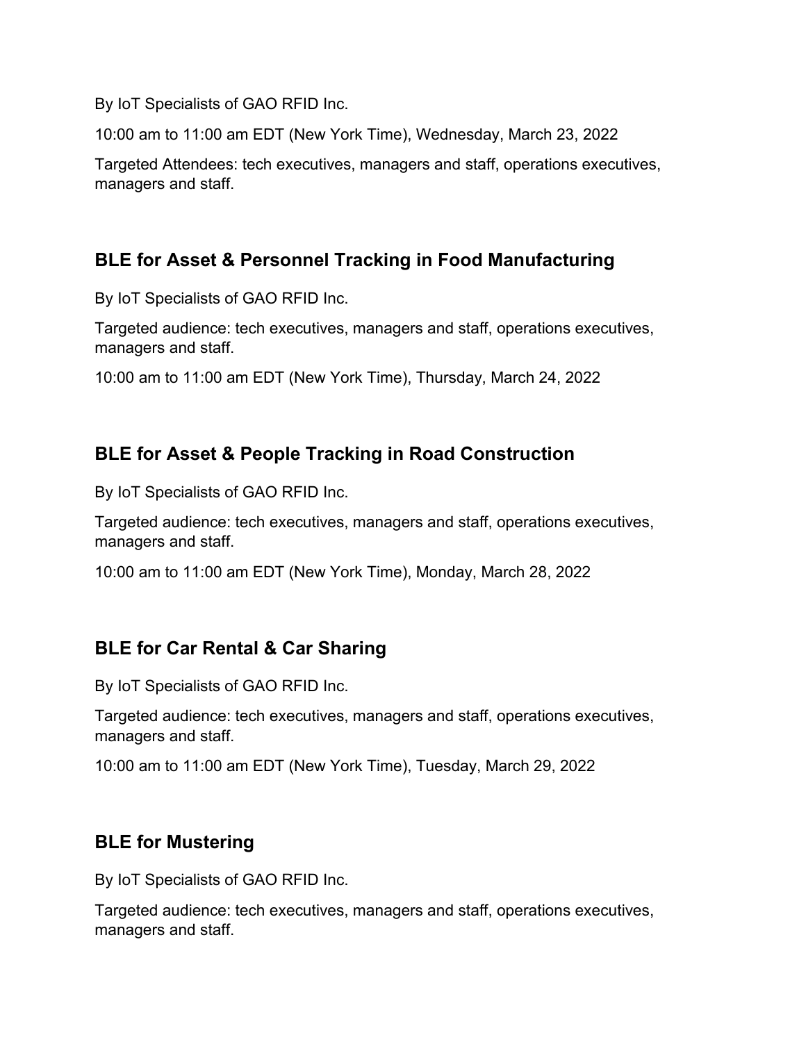By IoT Specialists of GAO RFID Inc.

10:00 am to 11:00 am EDT (New York Time), Wednesday, March 23, 2022

Targeted Attendees: tech executives, managers and staff, operations executives, managers and staff.

## BLE for Asset & Personnel Tracking in Food Manufacturing

By IoT Specialists of GAO RFID Inc.

Targeted audience: tech executives, managers and staff, operations executives, managers and staff.

10:00 am to 11:00 am EDT (New York Time), Thursday, March 24, 2022

## BLE for Asset & People Tracking in Road Construction

By IoT Specialists of GAO RFID Inc.

Targeted audience: tech executives, managers and staff, operations executives, managers and staff.

10:00 am to 11:00 am EDT (New York Time), Monday, March 28, 2022

## BLE for Car Rental & Car Sharing

By IoT Specialists of GAO RFID Inc.

Targeted audience: tech executives, managers and staff, operations executives, managers and staff.

10:00 am to 11:00 am EDT (New York Time), Tuesday, March 29, 2022

## BLE for Mustering

By IoT Specialists of GAO RFID Inc.

Targeted audience: tech executives, managers and staff, operations executives, managers and staff.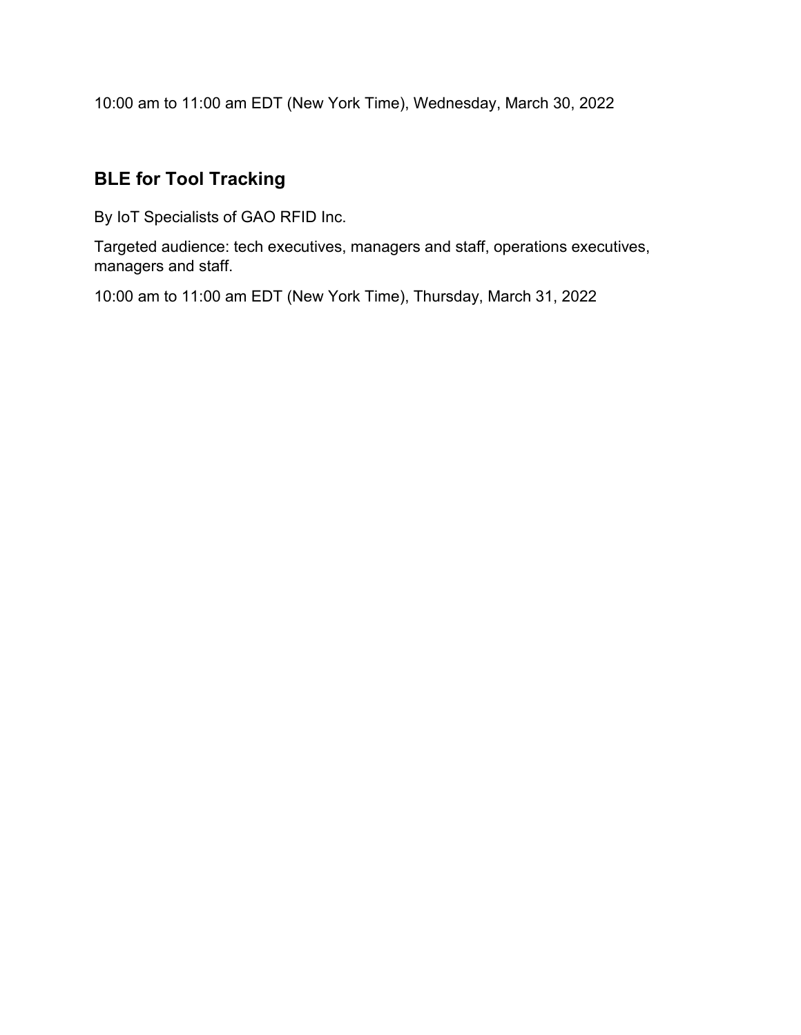10:00 am to 11:00 am EDT (New York Time), Wednesday, March 30, 2022

## BLE for Tool Tracking

By IoT Specialists of GAO RFID Inc.

Targeted audience: tech executives, managers and staff, operations executives, managers and staff.

10:00 am to 11:00 am EDT (New York Time), Thursday, March 31, 2022